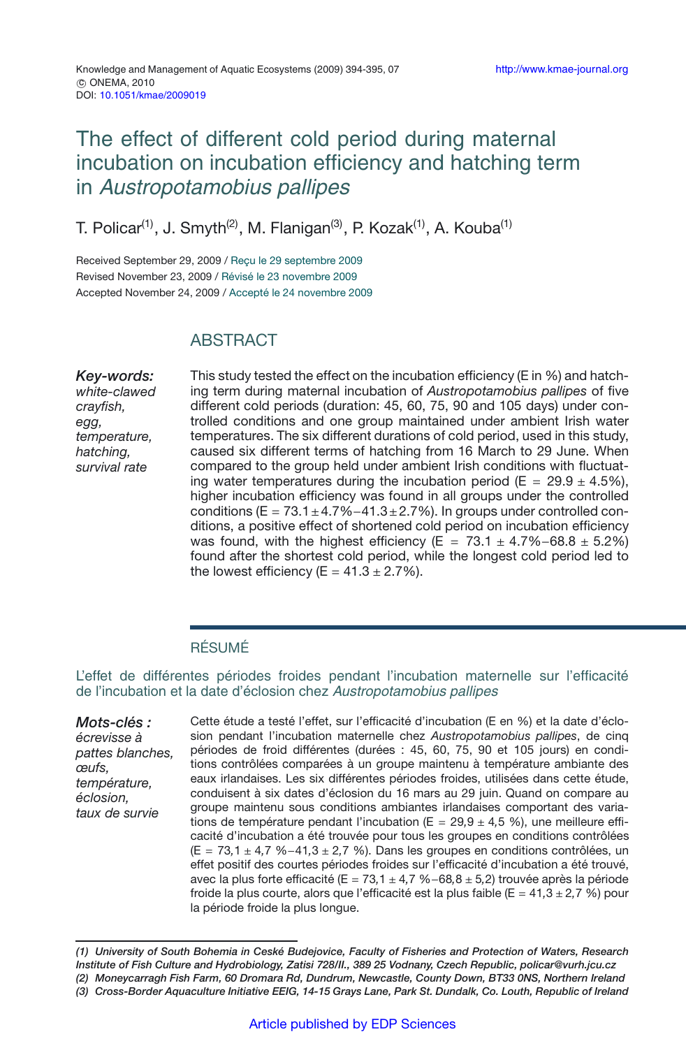# The effect of different cold period during maternal incubation on incubation efficiency and hatching term in *Austropotamobius pallipes*

T. Policar[(1)], J. Smyth[(2)], M. Flanigan[(3)], P. Kozak[(1)], A. Kouba[(1)]

Received September 29, 2009 / Reçu le 29 septembre 2009
Revised November 23, 2009 / Révisé le 23 novembre 2009
Accepted November 24, 2009 / Accepté le 24 novembre 2009

## ABSTRACT

***Key-words:*** *white-clawed crayfish, egg, temperature, hatching, survival rate*

This study tested the effect on the incubation efficiency (E in %) and hatching term during maternal incubation of *Austropotamobius pallipes* of five different cold periods (duration: 45, 60, 75, 90 and 105 days) under controlled conditions and one group maintained under ambient Irish water temperatures. The six different durations of cold period, used in this study, caused six different terms of hatching from 16 March to 29 June. When compared to the group held under ambient Irish conditions with fluctuating water temperatures during the incubation period (E = 29.9 ± 4.5%), higher incubation efficiency was found in all groups under the controlled conditions (E = 73.1 ± 4.7%–41.3 ± 2.7%). In groups under controlled conditions, a positive effect of shortened cold period on incubation efficiency was found, with the highest efficiency (E = 73.1 ± 4.7%–68.8 ± 5.2%) found after the shortest cold period, while the longest cold period led to the lowest efficiency (E = 41.3 ± 2.7%).

## RÉSUMÉ

### L'effet de différentes périodes froides pendant l'incubation maternelle sur l'efficacité de l'incubation et la date d'éclosion chez *Austropotamobius pallipes*

***Mots-clés :*** *écrevisse à pattes blanches, œufs, température, éclosion, taux de survie*

Cette étude a testé l'effet, sur l'efficacité d'incubation (E en %) et la date d'éclosion pendant l'incubation maternelle chez *Austropotamobius pallipes*, de cinq périodes de froid différentes (durées : 45, 60, 75, 90 et 105 jours) en conditions contrôlées comparées à un groupe maintenu à température ambiante des eaux irlandaises. Les six différentes périodes froides, utilisées dans cette étude, conduisent à six dates d'éclosion du 16 mars au 29 juin. Quand on compare au groupe maintenu sous conditions ambiantes irlandaises comportant des variations de température pendant l'incubation (E = 29,9 ± 4,5 %), une meilleure efficacité d'incubation a été trouvée pour tous les groupes en conditions contrôlées (E = 73,1 ± 4,7 %–41,3 ± 2,7 %). Dans les groupes en conditions contrôlées, un effet positif des courtes périodes froides sur l'efficacité d'incubation a été trouvé, avec la plus forte efficacité (E = 73,1 ± 4,7 %–68,8 ± 5,2) trouvée après la période froide la plus courte, alors que l'efficacité est la plus faible (E = 41,3 ± 2,7 %) pour la période froide la plus longue.

---

*(1) University of South Bohemia in Ceské Budejovice, Faculty of Fisheries and Protection of Waters, Research Institute of Fish Culture and Hydrobiology, Zatisi 728/II., 389 25 Vodnany, Czech Republic, policar@vurh.jcu.cz*
*(2) Moneycarragh Fish Farm, 60 Dromara Rd, Dundrum, Newcastle, County Down, BT33 0NS, Northern Ireland*
*(3) Cross-Border Aquaculture Initiative EEIG, 14-15 Grays Lane, Park St. Dundalk, Co. Louth, Republic of Ireland*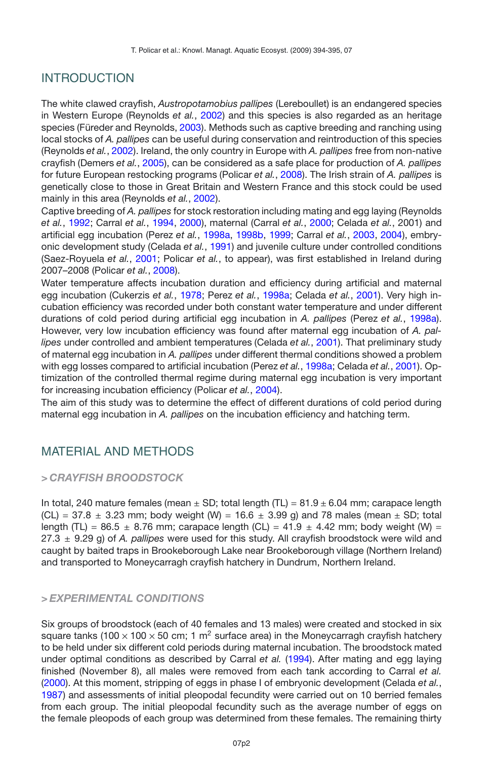## INTRODUCTION

The white clawed crayfish, *Austropotamobius pallipes* (Lereboullet) is an endangered species in Western Europe (Reynolds *et al.*, 2002) and this species is also regarded as an heritage species (Füreder and Reynolds, 2003). Methods such as captive breeding and ranching using local stocks of *A. pallipes* can be useful during conservation and reintroduction of this species (Reynolds *et al.*, 2002). Ireland, the only country in Europe with *A. pallipes* free from non-native crayfish (Demers *et al.*, 2005), can be considered as a safe place for production of *A. pallipes* for future European restocking programs (Policar *et al.*, 2008). The Irish strain of *A. pallipes* is genetically close to those in Great Britain and Western France and this stock could be used mainly in this area (Reynolds *et al.*, 2002).

Captive breeding of *A. pallipes* for stock restoration including mating and egg laying (Reynolds *et al.*, 1992; Carral *et al.*, 1994, 2000), maternal (Carral *et al.*, 2000; Celada *et al.*, 2001) and artificial egg incubation (Perez *et al.*, 1998a, 1998b, 1999; Carral *et al.*, 2003, 2004), embryonic development study (Celada *et al.*, 1991) and juvenile culture under controlled conditions (Saez-Royuela *et al.*, 2001; Policar *et al.*, to appear), was first established in Ireland during 2007–2008 (Policar *et al.*, 2008).

Water temperature affects incubation duration and efficiency during artificial and maternal egg incubation (Cukerzis *et al.*, 1978; Perez *et al.*, 1998a; Celada *et al.*, 2001). Very high incubation efficiency was recorded under both constant water temperature and under different durations of cold period during artificial egg incubation in *A. pallipes* (Perez *et al.*, 1998a). However, very low incubation efficiency was found after maternal egg incubation of *A. pallipes* under controlled and ambient temperatures (Celada *et al.*, 2001). That preliminary study of maternal egg incubation in *A. pallipes* under different thermal conditions showed a problem with egg losses compared to artificial incubation (Perez *et al.*, 1998a; Celada *et al.*, 2001). Optimization of the controlled thermal regime during maternal egg incubation is very important for increasing incubation efficiency (Policar *et al.*, 2004).

The aim of this study was to determine the effect of different durations of cold period during maternal egg incubation in *A. pallipes* on the incubation efficiency and hatching term.

## MATERIAL AND METHODS

### > *CRAYFISH BROODSTOCK*

In total, 240 mature females (mean ± SD; total length (TL) = 81.9 ± 6.04 mm; carapace length (CL) = 37.8 ± 3.23 mm; body weight (W) = 16.6 ± 3.99 g) and 78 males (mean ± SD; total length (TL) = 86.5 ± 8.76 mm; carapace length (CL) = 41.9 ± 4.42 mm; body weight (W) = 27.3 ± 9.29 g) of *A. pallipes* were used for this study. All crayfish broodstock were wild and caught by baited traps in Brookeborough Lake near Brookeborough village (Northern Ireland) and transported to Moneycarragh crayfish hatchery in Dundrum, Northern Ireland.

### > *EXPERIMENTAL CONDITIONS*

Six groups of broodstock (each of 40 females and 13 males) were created and stocked in six square tanks (100 × 100 × 50 cm; 1 $m^2$ surface area) in the Moneycarragh crayfish hatchery to be held under six different cold periods during maternal incubation. The broodstock mated under optimal conditions as described by Carral *et al.* (1994). After mating and egg laying finished (November 8), all males were removed from each tank according to Carral *et al.* (2000). At this moment, stripping of eggs in phase I of embryonic development (Celada *et al.*, 1987) and assessments of initial pleopodal fecundity were carried out on 10 berried females from each group. The initial pleopodal fecundity such as the average number of eggs on the female pleopods of each group was determined from these females. The remaining thirty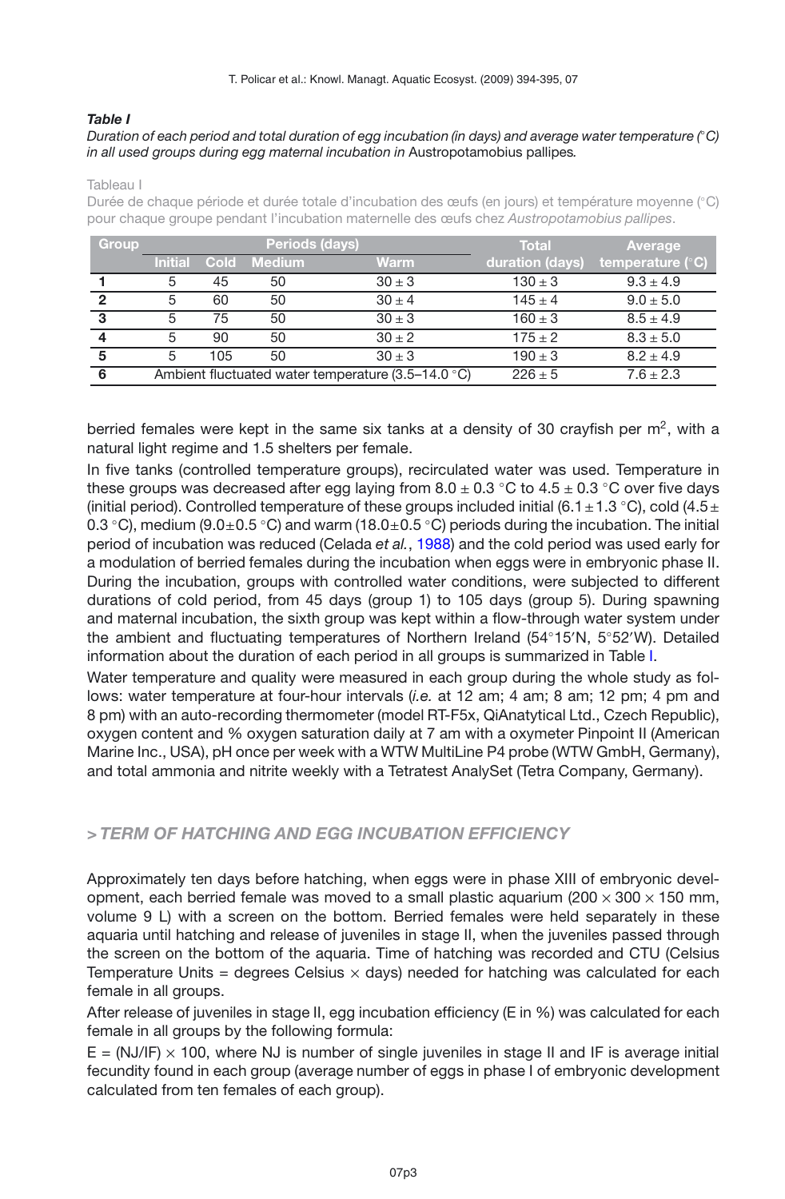***Table I***

*Duration of each period and total duration of egg incubation (in days) and average water temperature (°C) in all used groups during egg maternal incubation in* Austropotamobius pallipes*.*

Tableau I

Durée de chaque période et durée totale d'incubation des œufs (en jours) et température moyenne (°C) pour chaque groupe pendant l'incubation maternelle des œufs chez *Austropotamobius pallipes*.

| Group | Periods (days) | | | | Total duration (days) | Average temperature (°C) |
|---|---|---|---|---|---|---|
| | Initial | Cold | Medium | Warm | | |
| **1** | 5 | 45 | 50 | $30 \pm 3$ | $130 \pm 3$ | $9.3 \pm 4.9$ |
| **2** | 5 | 60 | 50 | $30 \pm 4$ | $145 \pm 4$ | $9.0 \pm 5.0$ |
| **3** | 5 | 75 | 50 | $30 \pm 3$ | $160 \pm 3$ | $8.5 \pm 4.9$ |
| **4** | 5 | 90 | 50 | $30 \pm 2$ | $175 \pm 2$ | $8.3 \pm 5.0$ |
| **5** | 5 | 105 | 50 | $30 \pm 3$ | $190 \pm 3$ | $8.2 \pm 4.9$ |
| **6** | Ambient fluctuated water temperature (3.5–14.0 °C) | | | | $226 \pm 5$ | $7.6 \pm 2.3$ |

berried females were kept in the same six tanks at a density of 30 crayfish per m$^2$, with a natural light regime and 1.5 shelters per female.

In five tanks (controlled temperature groups), recirculated water was used. Temperature in these groups was decreased after egg laying from $8.0 \pm 0.3$ °C to $4.5 \pm 0.3$ °C over five days (initial period). Controlled temperature of these groups included initial ($6.1 \pm 1.3$ °C), cold ($4.5 \pm 0.3$ °C), medium ($9.0 \pm 0.5$ °C) and warm ($18.0 \pm 0.5$ °C) periods during the incubation. The initial period of incubation was reduced (Celada *et al.*, 1988) and the cold period was used early for a modulation of berried females during the incubation when eggs were in embryonic phase II. During the incubation, groups with controlled water conditions, were subjected to different durations of cold period, from 45 days (group 1) to 105 days (group 5). During spawning and maternal incubation, the sixth group was kept within a flow-through water system under the ambient and fluctuating temperatures of Northern Ireland (54°15′N, 5°52′W). Detailed information about the duration of each period in all groups is summarized in Table I.

Water temperature and quality were measured in each group during the whole study as follows: water temperature at four-hour intervals (*i.e.* at 12 am; 4 am; 8 am; 12 pm; 4 pm and 8 pm) with an auto-recording thermometer (model RT-F5x, QiAnatytical Ltd., Czech Republic), oxygen content and % oxygen saturation daily at 7 am with a oxymeter Pinpoint II (American Marine Inc., USA), pH once per week with a WTW MultiLine P4 probe (WTW GmbH, Germany), and total ammonia and nitrite weekly with a Tetratest AnalySet (Tetra Company, Germany).

## > *TERM OF HATCHING AND EGG INCUBATION EFFICIENCY*

Approximately ten days before hatching, when eggs were in phase XIII of embryonic development, each berried female was moved to a small plastic aquarium ($200 \times 300 \times 150$ mm, volume 9 L) with a screen on the bottom. Berried females were held separately in these aquaria until hatching and release of juveniles in stage II, when the juveniles passed through the screen on the bottom of the aquaria. Time of hatching was recorded and CTU (Celsius Temperature Units = degrees Celsius $\times$ days) needed for hatching was calculated for each female in all groups.

After release of juveniles in stage II, egg incubation efficiency (E in %) was calculated for each female in all groups by the following formula:

$E = (NJ/IF) \times 100$, where NJ is number of single juveniles in stage II and IF is average initial fecundity found in each group (average number of eggs in phase I of embryonic development calculated from ten females of each group).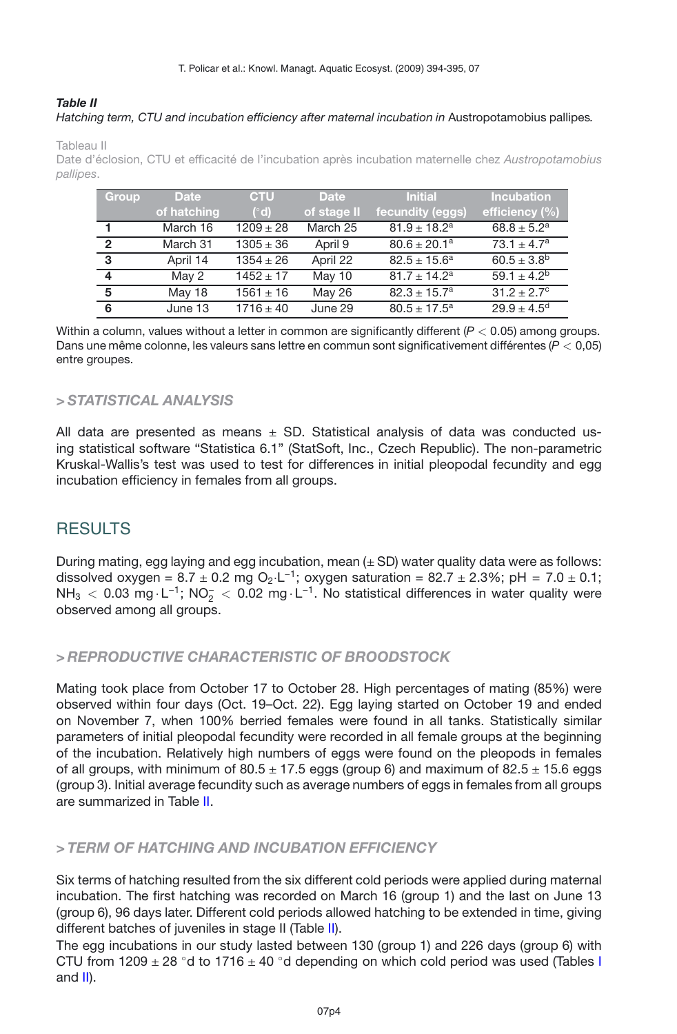***Table II***
*Hatching term, CTU and incubation efficiency after maternal incubation in* Austropotamobius pallipes*.*

Tableau II
Date d'éclosion, CTU et efficacité de l'incubation après incubation maternelle chez *Austropotamobius pallipes*.

| Group | Date of hatching | CTU (°d) | Date of stage II | Initial fecundity (eggs) | Incubation efficiency (%) |
|---|---|---|---|---|---|
| 1 | March 16 | 1209 ± 28 | March 25 | $81.9 \pm 18.2^a$ | $68.8 \pm 5.2^a$ |
| 2 | March 31 | 1305 ± 36 | April 9 | $80.6 \pm 20.1^a$ | $73.1 \pm 4.7^a$ |
| 3 | April 14 | 1354 ± 26 | April 22 | $82.5 \pm 15.6^a$ | $60.5 \pm 3.8^b$ |
| 4 | May 2 | 1452 ± 17 | May 10 | $81.7 \pm 14.2^a$ | $59.1 \pm 4.2^b$ |
| 5 | May 18 | 1561 ± 16 | May 26 | $82.3 \pm 15.7^a$ | $31.2 \pm 2.7^c$ |
| 6 | June 13 | 1716 ± 40 | June 29 | $80.5 \pm 17.5^a$ | $29.9 \pm 4.5^d$ |

Within a column, values without a letter in common are significantly different ($P < 0.05$) among groups. Dans une même colonne, les valeurs sans lettre en commun sont significativement différentes ($P < 0,05$) entre groupes.

## > *STATISTICAL ANALYSIS*

All data are presented as means ± SD. Statistical analysis of data was conducted using statistical software "Statistica 6.1" (StatSoft, Inc., Czech Republic). The non-parametric Kruskal-Wallis's test was used to test for differences in initial pleopodal fecundity and egg incubation efficiency in females from all groups.

# RESULTS

During mating, egg laying and egg incubation, mean (± SD) water quality data were as follows: dissolved oxygen = 8.7 ± 0.2 mg $O_2 \cdot L^{-1}$; oxygen saturation = 82.7 ± 2.3%; pH = 7.0 ± 0.1; $NH_3 < 0.03$ mg$\cdot L^{-1}$; $NO_2^- < 0.02$ mg$\cdot L^{-1}$. No statistical differences in water quality were observed among all groups.

## > *REPRODUCTIVE CHARACTERISTIC OF BROODSTOCK*

Mating took place from October 17 to October 28. High percentages of mating (85%) were observed within four days (Oct. 19–Oct. 22). Egg laying started on October 19 and ended on November 7, when 100% berried females were found in all tanks. Statistically similar parameters of initial pleopodal fecundity were recorded in all female groups at the beginning of the incubation. Relatively high numbers of eggs were found on the pleopods in females of all groups, with minimum of 80.5 ± 17.5 eggs (group 6) and maximum of 82.5 ± 15.6 eggs (group 3). Initial average fecundity such as average numbers of eggs in females from all groups are summarized in Table II.

## > *TERM OF HATCHING AND INCUBATION EFFICIENCY*

Six terms of hatching resulted from the six different cold periods were applied during maternal incubation. The first hatching was recorded on March 16 (group 1) and the last on June 13 (group 6), 96 days later. Different cold periods allowed hatching to be extended in time, giving different batches of juveniles in stage II (Table II).

The egg incubations in our study lasted between 130 (group 1) and 226 days (group 6) with CTU from 1209 ± 28 °d to 1716 ± 40 °d depending on which cold period was used (Tables I and II).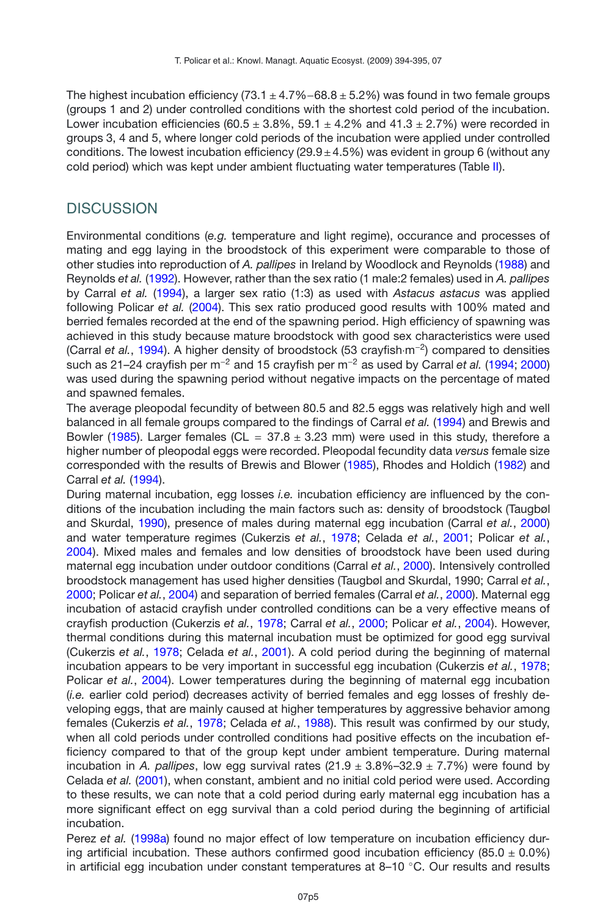The highest incubation efficiency (73.1 ± 4.7%–68.8 ± 5.2%) was found in two female groups (groups 1 and 2) under controlled conditions with the shortest cold period of the incubation. Lower incubation efficiencies (60.5 ± 3.8%, 59.1 ± 4.2% and 41.3 ± 2.7%) were recorded in groups 3, 4 and 5, where longer cold periods of the incubation were applied under controlled conditions. The lowest incubation efficiency (29.9 ± 4.5%) was evident in group 6 (without any cold period) which was kept under ambient fluctuating water temperatures (Table II).

## DISCUSSION

Environmental conditions (*e.g.* temperature and light regime), occurance and processes of mating and egg laying in the broodstock of this experiment were comparable to those of other studies into reproduction of *A. pallipes* in Ireland by Woodlock and Reynolds (1988) and Reynolds *et al.* (1992). However, rather than the sex ratio (1 male:2 females) used in *A. pallipes* by Carral *et al.* (1994), a larger sex ratio (1:3) as used with *Astacus astacus* was applied following Policar *et al.* (2004). This sex ratio produced good results with 100% mated and berried females recorded at the end of the spawning period. High efficiency of spawning was achieved in this study because mature broodstock with good sex characteristics were used (Carral *et al.*, 1994). A higher density of broodstock (53 crayfish·m$^{-2}$) compared to densities such as 21–24 crayfish per m$^{-2}$ and 15 crayfish per m$^{-2}$ as used by Carral *et al.* (1994; 2000) was used during the spawning period without negative impacts on the percentage of mated and spawned females.

The average pleopodal fecundity of between 80.5 and 82.5 eggs was relatively high and well balanced in all female groups compared to the findings of Carral *et al.* (1994) and Brewis and Bowler (1985). Larger females (CL = 37.8 ± 3.23 mm) were used in this study, therefore a higher number of pleopodal eggs were recorded. Pleopodal fecundity data *versus* female size corresponded with the results of Brewis and Blower (1985), Rhodes and Holdich (1982) and Carral *et al.* (1994).

During maternal incubation, egg losses *i.e.* incubation efficiency are influenced by the conditions of the incubation including the main factors such as: density of broodstock (Taugbøl and Skurdal, 1990), presence of males during maternal egg incubation (Carral *et al.*, 2000) and water temperature regimes (Cukerzis *et al.*, 1978; Celada *et al.*, 2001; Policar *et al.*, 2004). Mixed males and females and low densities of broodstock have been used during maternal egg incubation under outdoor conditions (Carral *et al.*, 2000). Intensively controlled broodstock management has used higher densities (Taugbøl and Skurdal, 1990; Carral *et al.*, 2000; Policar *et al.*, 2004) and separation of berried females (Carral *et al.*, 2000). Maternal egg incubation of astacid crayfish under controlled conditions can be a very effective means of crayfish production (Cukerzis *et al.*, 1978; Carral *et al.*, 2000; Policar *et al.*, 2004). However, thermal conditions during this maternal incubation must be optimized for good egg survival (Cukerzis *et al.*, 1978; Celada *et al.*, 2001). A cold period during the beginning of maternal incubation appears to be very important in successful egg incubation (Cukerzis *et al.*, 1978; Policar *et al.*, 2004). Lower temperatures during the beginning of maternal egg incubation (*i.e.* earlier cold period) decreases activity of berried females and egg losses of freshly developing eggs, that are mainly caused at higher temperatures by aggressive behavior among females (Cukerzis *et al.*, 1978; Celada *et al.*, 1988). This result was confirmed by our study, when all cold periods under controlled conditions had positive effects on the incubation efficiency compared to that of the group kept under ambient temperature. During maternal incubation in *A. pallipes*, low egg survival rates (21.9 ± 3.8%–32.9 ± 7.7%) were found by Celada *et al.* (2001), when constant, ambient and no initial cold period were used. According to these results, we can note that a cold period during early maternal egg incubation has a more significant effect on egg survival than a cold period during the beginning of artificial incubation.

Perez *et al.* (1998a) found no major effect of low temperature on incubation efficiency during artificial incubation. These authors confirmed good incubation efficiency (85.0 ± 0.0%) in artificial egg incubation under constant temperatures at 8–10 °C. Our results and results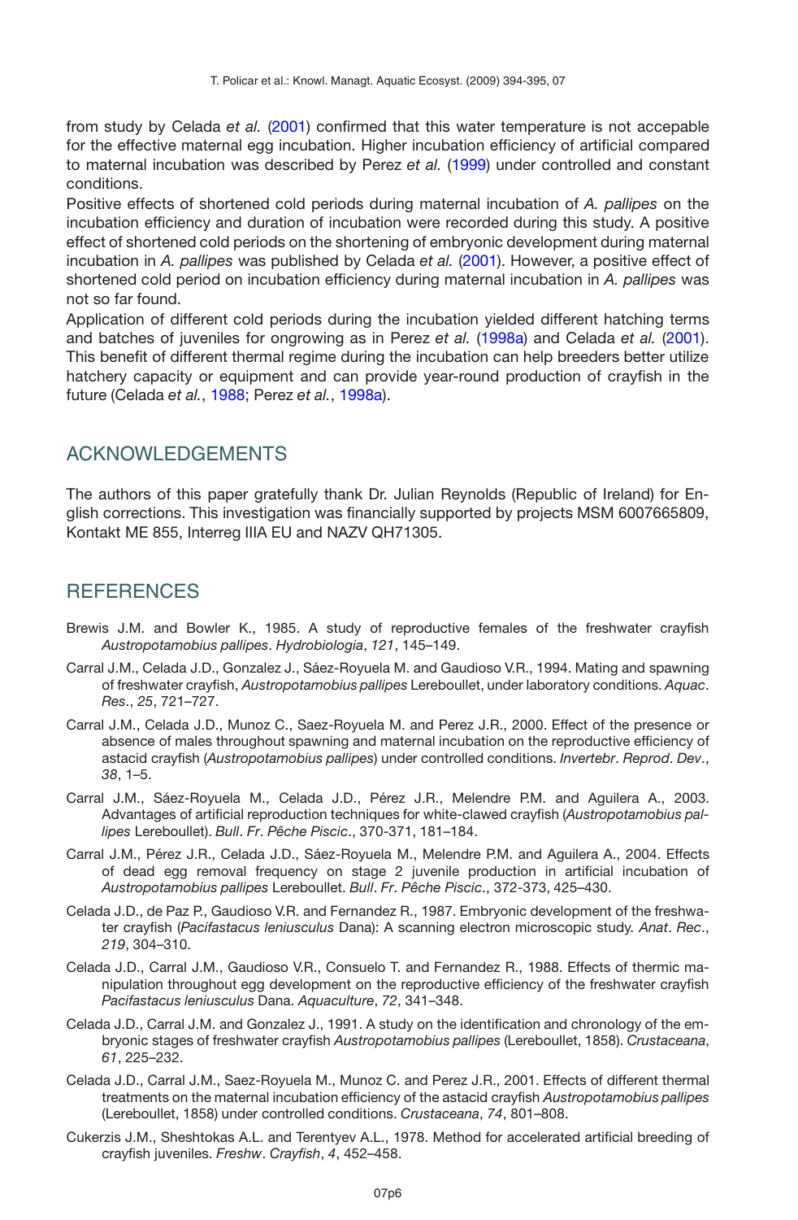from study by Celada *et al.* (2001) confirmed that this water temperature is not accepable for the effective maternal egg incubation. Higher incubation efficiency of artificial compared to maternal incubation was described by Perez *et al.* (1999) under controlled and constant conditions.

Positive effects of shortened cold periods during maternal incubation of *A. pallipes* on the incubation efficiency and duration of incubation were recorded during this study. A positive effect of shortened cold periods on the shortening of embryonic development during maternal incubation in *A. pallipes* was published by Celada *et al.* (2001). However, a positive effect of shortened cold period on incubation efficiency during maternal incubation in *A. pallipes* was not so far found.

Application of different cold periods during the incubation yielded different hatching terms and batches of juveniles for ongrowing as in Perez *et al.* (1998a) and Celada *et al.* (2001). This benefit of different thermal regime during the incubation can help breeders better utilize hatchery capacity or equipment and can provide year-round production of crayfish in the future (Celada *et al.*, 1988; Perez *et al.*, 1998a).

## ACKNOWLEDGEMENTS

The authors of this paper gratefully thank Dr. Julian Reynolds (Republic of Ireland) for English corrections. This investigation was financially supported by projects MSM 6007665809, Kontakt ME 855, Interreg IIIA EU and NAZV QH71305.

## REFERENCES

Brewis J.M. and Bowler K., 1985. A study of reproductive females of the freshwater crayfish *Austropotamobius pallipes*. *Hydrobiologia*, *121*, 145–149.

Carral J.M., Celada J.D., Gonzalez J., Sáez-Royuela M. and Gaudioso V.R., 1994. Mating and spawning of freshwater crayfish, *Austropotamobius pallipes* Lereboullet, under laboratory conditions. *Aquac. Res.*, *25*, 721–727.

Carral J.M., Celada J.D., Munoz C., Saez-Royuela M. and Perez J.R., 2000. Effect of the presence or absence of males throughout spawning and maternal incubation on the reproductive efficiency of astacid crayfish (*Austropotamobius pallipes*) under controlled conditions. *Invertebr. Reprod. Dev.*, *38*, 1–5.

Carral J.M., Sáez-Royuela M., Celada J.D., Pérez J.R., Melendre P.M. and Aguilera A., 2003. Advantages of artificial reproduction techniques for white-clawed crayfish (*Austropotamobius pallipes* Lereboullet). *Bull. Fr. Pêche Piscic.*, 370-371, 181–184.

Carral J.M., Pérez J.R., Celada J.D., Sáez-Royuela M., Melendre P.M. and Aguilera A., 2004. Effects of dead egg removal frequency on stage 2 juvenile production in artificial incubation of *Austropotamobius pallipes* Lereboullet. *Bull. Fr. Pêche Piscic.*, 372-373, 425–430.

Celada J.D., de Paz P., Gaudioso V.R. and Fernandez R., 1987. Embryonic development of the freshwater crayfish (*Pacifastacus leniusculus* Dana): A scanning electron microscopic study. *Anat. Rec.*, *219*, 304–310.

Celada J.D., Carral J.M., Gaudioso V.R., Consuelo T. and Fernandez R., 1988. Effects of thermic manipulation throughout egg development on the reproductive efficiency of the freshwater crayfish *Pacifastacus leniusculus* Dana. *Aquaculture*, *72*, 341–348.

Celada J.D., Carral J.M. and Gonzalez J., 1991. A study on the identification and chronology of the embryonic stages of freshwater crayfish *Austropotamobius pallipes* (Lereboullet, 1858). *Crustaceana*, *61*, 225–232.

Celada J.D., Carral J.M., Saez-Royuela M., Munoz C. and Perez J.R., 2001. Effects of different thermal treatments on the maternal incubation efficiency of the astacid crayfish *Austropotamobius pallipes* (Lereboullet, 1858) under controlled conditions. *Crustaceana*, *74*, 801–808.

Cukerzis J.M., Sheshtokas A.L. and Terentyev A.L., 1978. Method for accelerated artificial breeding of crayfish juveniles. *Freshw. Crayfish*, *4*, 452–458.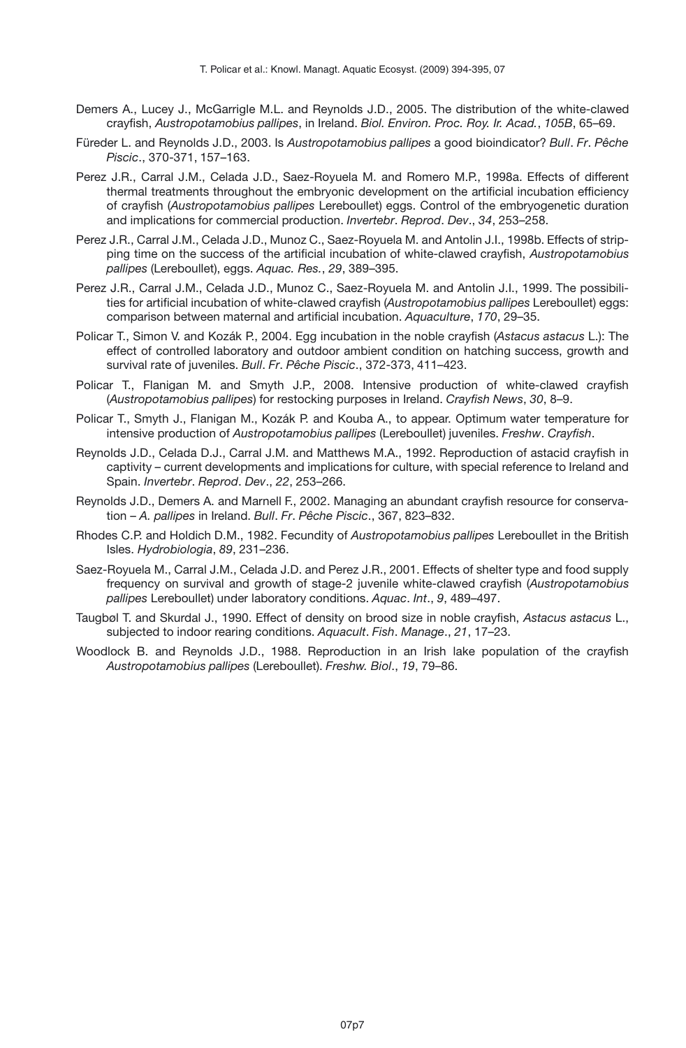Demers A., Lucey J., McGarrigle M.L. and Reynolds J.D., 2005. The distribution of the white-clawed crayfish, *Austropotamobius pallipes*, in Ireland. *Biol. Environ. Proc. Roy. Ir. Acad.*, *105B*, 65–69.

Füreder L. and Reynolds J.D., 2003. Is *Austropotamobius pallipes* a good bioindicator? *Bull*. *Fr*. *Pêche Piscic*., 370-371, 157–163.

Perez J.R., Carral J.M., Celada J.D., Saez-Royuela M. and Romero M.P., 1998a. Effects of different thermal treatments throughout the embryonic development on the artificial incubation efficiency of crayfish (*Austropotamobius pallipes* Lereboullet) eggs. Control of the embryogenetic duration and implications for commercial production. *Invertebr*. *Reprod*. *Dev*., *34*, 253–258.

Perez J.R., Carral J.M., Celada J.D., Munoz C., Saez-Royuela M. and Antolin J.I., 1998b. Effects of stripping time on the success of the artificial incubation of white-clawed crayfish, *Austropotamobius pallipes* (Lereboullet), eggs. *Aquac. Res.*, *29*, 389–395.

Perez J.R., Carral J.M., Celada J.D., Munoz C., Saez-Royuela M. and Antolin J.I., 1999. The possibilities for artificial incubation of white-clawed crayfish (*Austropotamobius pallipes* Lereboullet) eggs: comparison between maternal and artificial incubation. *Aquaculture*, *170*, 29–35.

Policar T., Simon V. and Kozák P., 2004. Egg incubation in the noble crayfish (*Astacus astacus* L.): The effect of controlled laboratory and outdoor ambient condition on hatching success, growth and survival rate of juveniles. *Bull*. *Fr*. *Pêche Piscic*., 372-373, 411–423.

Policar T., Flanigan M. and Smyth J.P., 2008. Intensive production of white-clawed crayfish (*Austropotamobius pallipes*) for restocking purposes in Ireland. *Crayfish News*, *30*, 8–9.

Policar T., Smyth J., Flanigan M., Kozák P. and Kouba A., to appear. Optimum water temperature for intensive production of *Austropotamobius pallipes* (Lereboullet) juveniles. *Freshw*. *Crayfish*.

Reynolds J.D., Celada D.J., Carral J.M. and Matthews M.A., 1992. Reproduction of astacid crayfish in captivity – current developments and implications for culture, with special reference to Ireland and Spain. *Invertebr*. *Reprod*. *Dev*., *22*, 253–266.

Reynolds J.D., Demers A. and Marnell F., 2002. Managing an abundant crayfish resource for conservation – *A. pallipes* in Ireland. *Bull*. *Fr*. *Pêche Piscic*., 367, 823–832.

Rhodes C.P. and Holdich D.M., 1982. Fecundity of *Austropotamobius pallipes* Lereboullet in the British Isles. *Hydrobiologia*, *89*, 231–236.

Saez-Royuela M., Carral J.M., Celada J.D. and Perez J.R., 2001. Effects of shelter type and food supply frequency on survival and growth of stage-2 juvenile white-clawed crayfish (*Austropotamobius pallipes* Lereboullet) under laboratory conditions. *Aquac*. *Int*., *9*, 489–497.

Taugbøl T. and Skurdal J., 1990. Effect of density on brood size in noble crayfish, *Astacus astacus* L., subjected to indoor rearing conditions. *Aquacult*. *Fish*. *Manage*., *21*, 17–23.

Woodlock B. and Reynolds J.D., 1988. Reproduction in an Irish lake population of the crayfish *Austropotamobius pallipes* (Lereboullet). *Freshw. Biol*., *19*, 79–86.